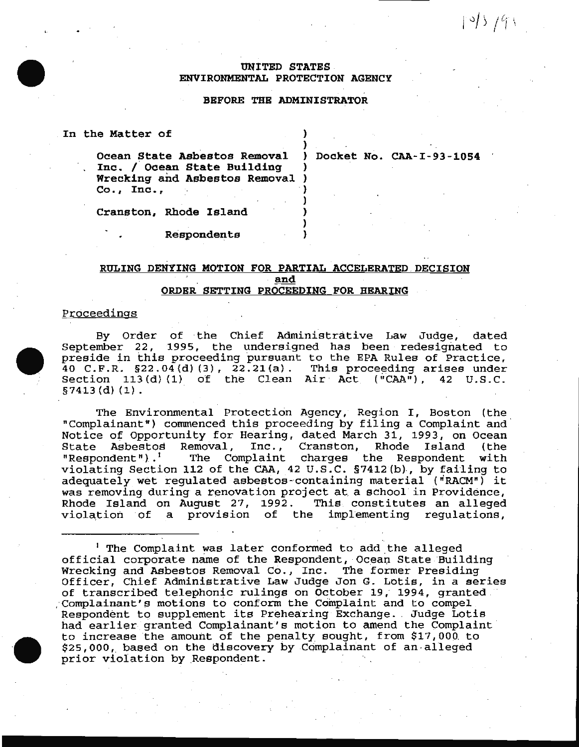UNITED STATES
ENVIRONMENTAL PROTECTION AGENCY

BEFORE THE ADMINISTRATOR

| | |
|---|---|
| In the Matter of | ) |
| | ) |
| Ocean State Asbestos Removal Inc. / Ocean State Building Wrecking and Asbestos Removal Co., Inc., | ) Docket No. CAA-I-93-1054 |
| | ) |
| Cranston, Rhode Island | ) |
| | ) |
| Respondents | ) |

## RULING DENYING MOTION FOR PARTIAL ACCELERATED DECISION and ORDER SETTING PROCEEDING FOR HEARING

### Proceedings

By Order of the Chief Administrative Law Judge, dated September 22, 1995, the undersigned has been redesignated to preside in this proceeding pursuant to the EPA Rules of Practice, 40 C.F.R. §22.04(d)(3), 22.21(a). This proceeding arises under Section 113(d)(1) of the Clean Air Act ("CAA"), 42 U.S.C. §7413(d)(1).

The Environmental Protection Agency, Region I, Boston (the "Complainant") commenced this proceeding by filing a Complaint and Notice of Opportunity for Hearing, dated March 31, 1993, on Ocean State Asbestos Removal, Inc., Cranston, Rhode Island (the "Respondent").[1] The Complaint charges the Respondent with violating Section 112 of the CAA, 42 U.S.C. §7412(b), by failing to adequately wet regulated asbestos-containing material ("RACM") it was removing during a renovation project at a school in Providence, Rhode Island on August 27, 1992. This constitutes an alleged violation of a provision of the implementing regulations,

---

[1] The Complaint was later conformed to add the alleged official corporate name of the Respondent, Ocean State Building Wrecking and Asbestos Removal Co., Inc. The former Presiding Officer, Chief Administrative Law Judge Jon G. Lotis, in a series of transcribed telephonic rulings on October 19, 1994, granted Complainant's motions to conform the Complaint and to compel Respondent to supplement its Prehearing Exchange. Judge Lotis had earlier granted Complainant's motion to amend the Complaint to increase the amount of the penalty sought, from $17,000 to $25,000, based on the discovery by Complainant of an alleged prior violation by Respondent.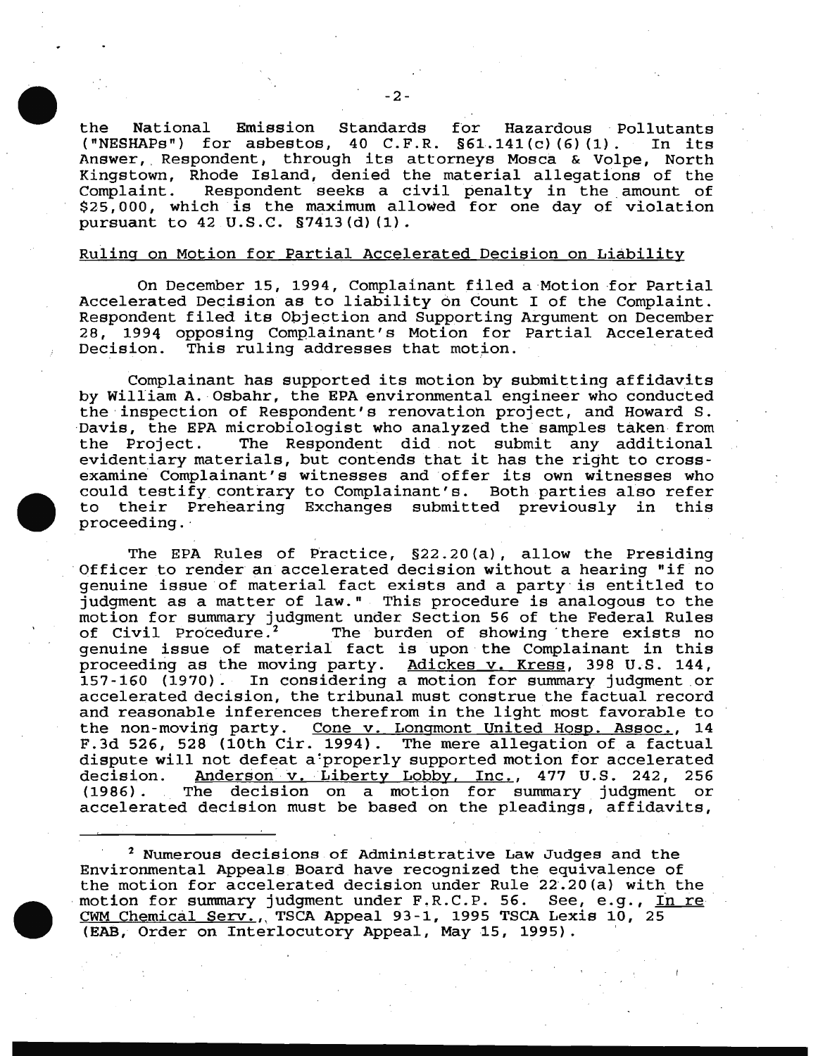the National Emission Standards for Hazardous Pollutants ("NESHAPs") for asbestos, 40 C.F.R. §61.141(c)(6)(1). In its Answer, Respondent, through its attorneys Mosca & Volpe, North Kingstown, Rhode Island, denied the material allegations of the Complaint. Respondent seeks a civil penalty in the amount of $25,000, which is the maximum allowed for one day of violation pursuant to 42 U.S.C. §7413(d)(1).

## Ruling on Motion for Partial Accelerated Decision on Liability

On December 15, 1994, Complainant filed a Motion for Partial Accelerated Decision as to liability on Count I of the Complaint. Respondent filed its Objection and Supporting Argument on December 28, 1994 opposing Complainant's Motion for Partial Accelerated Decision. This ruling addresses that motion.

Complainant has supported its motion by submitting affidavits by William A. Osbahr, the EPA environmental engineer who conducted the inspection of Respondent's renovation project, and Howard S. Davis, the EPA microbiologist who analyzed the samples taken from the Project. The Respondent did not submit any additional evidentiary materials, but contends that it has the right to cross-examine Complainant's witnesses and offer its own witnesses who could testify contrary to Complainant's. Both parties also refer to their Prehearing Exchanges submitted previously in this proceeding.

The EPA Rules of Practice, §22.20(a), allow the Presiding Officer to render an accelerated decision without a hearing "if no genuine issue of material fact exists and a party is entitled to judgment as a matter of law." This procedure is analogous to the motion for summary judgment under Section 56 of the Federal Rules of Civil Procedure.[2] The burden of showing there exists no genuine issue of material fact is upon the Complainant in this proceeding as the moving party. Adickes v. Kress, 398 U.S. 144, 157-160 (1970). In considering a motion for summary judgment or accelerated decision, the tribunal must construe the factual record and reasonable inferences therefrom in the light most favorable to the non-moving party. Cone v. Longmont United Hosp. Assoc., 14 F.3d 526, 528 (10th Cir. 1994). The mere allegation of a factual dispute will not defeat a properly supported motion for accelerated decision. Anderson v. Liberty Lobby, Inc., 477 U.S. 242, 256 (1986). The decision on a motion for summary judgment or accelerated decision must be based on the pleadings, affidavits,

---

[2] Numerous decisions of Administrative Law Judges and the Environmental Appeals Board have recognized the equivalence of the motion for accelerated decision under Rule 22.20(a) with the motion for summary judgment under F.R.C.P. 56. See, e.g., In re CWM Chemical Serv., TSCA Appeal 93-1, 1995 TSCA Lexis 10, 25 (EAB, Order on Interlocutory Appeal, May 15, 1995).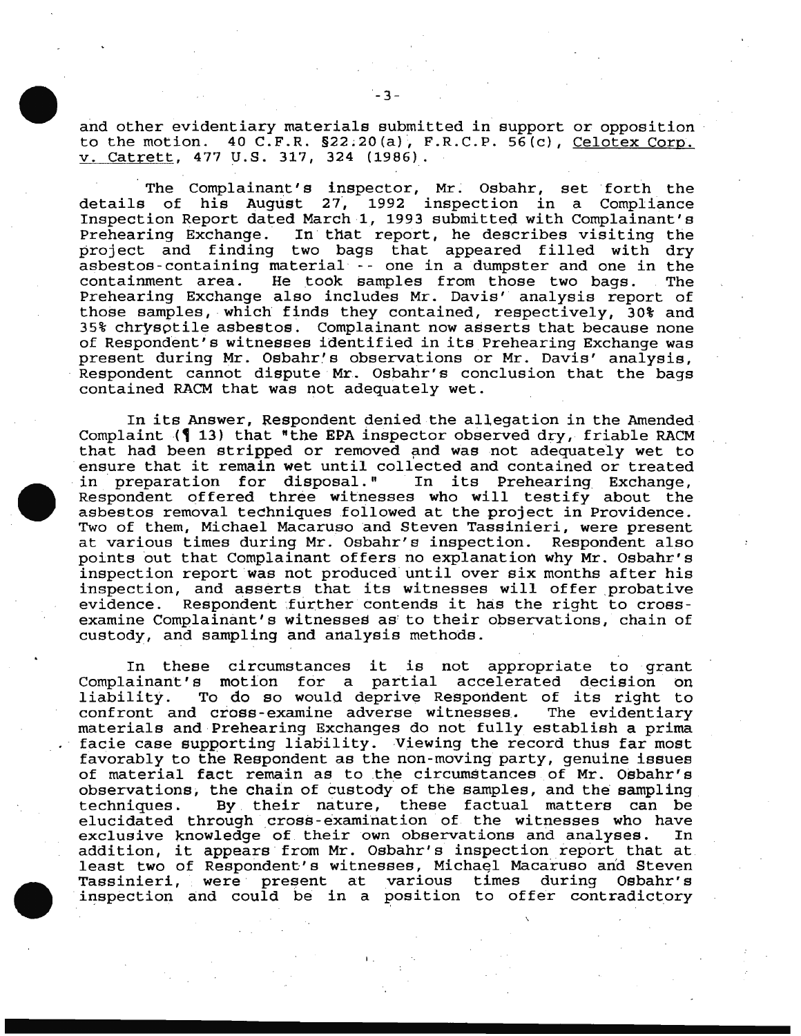and other evidentiary materials submitted in support or opposition to the motion. 40 C.F.R. §22.20(a), F.R.C.P. 56(c), Celotex Corp. v. Catrett, 477 U.S. 317, 324 (1986).

The Complainant's inspector, Mr. Osbahr, set forth the details of his August 27, 1992 inspection in a Compliance Inspection Report dated March 1, 1993 submitted with Complainant's Prehearing Exchange. In that report, he describes visiting the project and finding two bags that appeared filled with dry asbestos-containing material -- one in a dumpster and one in the containment area. He took samples from those two bags. The Prehearing Exchange also includes Mr. Davis' analysis report of those samples, which finds they contained, respectively, 30% and 35% chrysotile asbestos. Complainant now asserts that because none of Respondent's witnesses identified in its Prehearing Exchange was present during Mr. Osbahr's observations or Mr. Davis' analysis, Respondent cannot dispute Mr. Osbahr's conclusion that the bags contained RACM that was not adequately wet.

In its Answer, Respondent denied the allegation in the Amended Complaint (¶ 13) that "the EPA inspector observed dry, friable RACM that had been stripped or removed and was not adequately wet to ensure that it remain wet until collected and contained or treated in preparation for disposal." In its Prehearing Exchange, Respondent offered three witnesses who will testify about the asbestos removal techniques followed at the project in Providence. Two of them, Michael Macaruso and Steven Tassinieri, were present at various times during Mr. Osbahr's inspection. Respondent also points out that Complainant offers no explanation why Mr. Osbahr's inspection report was not produced until over six months after his inspection, and asserts that its witnesses will offer probative evidence. Respondent further contends it has the right to cross-examine Complainant's witnesses as to their observations, chain of custody, and sampling and analysis methods.

In these circumstances it is not appropriate to grant Complainant's motion for a partial accelerated decision on liability. To do so would deprive Respondent of its right to confront and cross-examine adverse witnesses. The evidentiary materials and Prehearing Exchanges do not fully establish a prima facie case supporting liability. Viewing the record thus far most favorably to the Respondent as the non-moving party, genuine issues of material fact remain as to the circumstances of Mr. Osbahr's observations, the chain of custody of the samples, and the sampling techniques. By their nature, these factual matters can be elucidated through cross-examination of the witnesses who have exclusive knowledge of their own observations and analyses. In addition, it appears from Mr. Osbahr's inspection report that at least two of Respondent's witnesses, Michael Macaruso and Steven Tassinieri, were present at various times during Osbahr's inspection and could be in a position to offer contradictory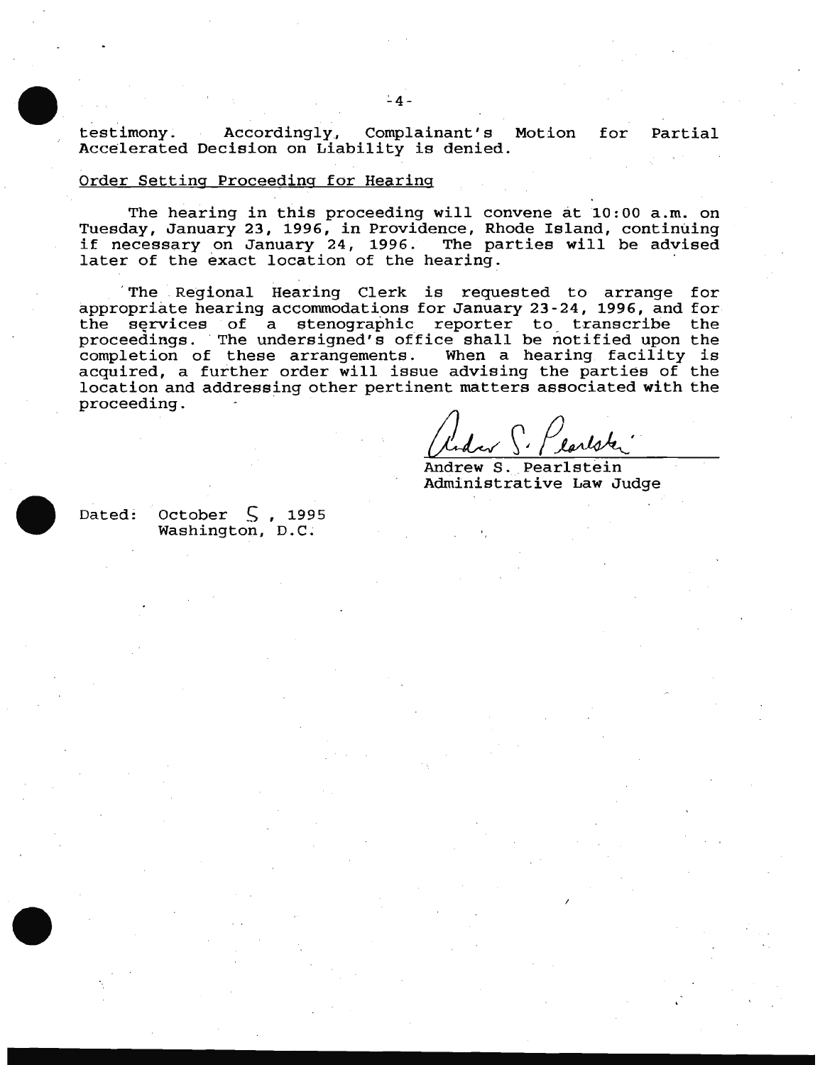testimony. Accordingly, Complainant's Motion for Partial Accelerated Decision on Liability is denied.

Order Setting Proceeding for Hearing

The hearing in this proceeding will convene at 10:00 a.m. on Tuesday, January 23, 1996, in Providence, Rhode Island, continuing if necessary on January 24, 1996. The parties will be advised later of the exact location of the hearing.

The Regional Hearing Clerk is requested to arrange for appropriate hearing accommodations for January 23-24, 1996, and for the services of a stenographic reporter to transcribe the proceedings. The undersigned's office shall be notified upon the completion of these arrangements. When a hearing facility is acquired, a further order will issue advising the parties of the location and addressing other pertinent matters associated with the proceeding.

Andrew S. Pearlstein
Administrative Law Judge

Dated: October 5, 1995
Washington, D.C.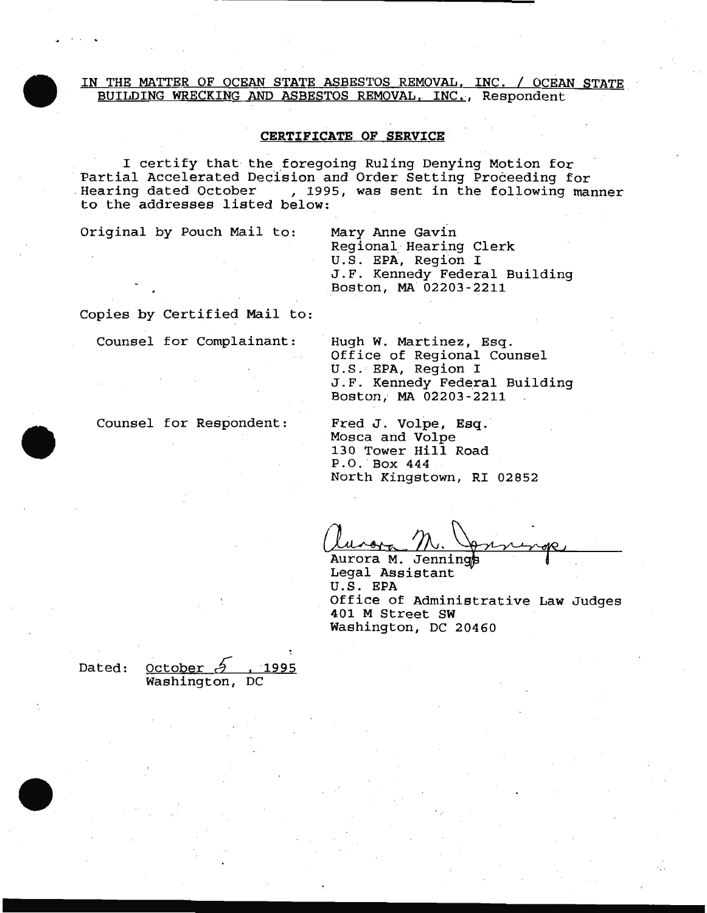IN THE MATTER OF OCEAN STATE ASBESTOS REMOVAL, INC. / OCEAN STATE BUILDING WRECKING AND ASBESTOS REMOVAL, INC., Respondent

**CERTIFICATE OF SERVICE**

I certify that the foregoing Ruling Denying Motion for Partial Accelerated Decision and Order Setting Proceeding for Hearing dated October , 1995, was sent in the following manner to the addresses listed below:

Original by Pouch Mail to:

Mary Anne Gavin
Regional Hearing Clerk
U.S. EPA, Region I
J.F. Kennedy Federal Building
Boston, MA 02203-2211

Copies by Certified Mail to:

Counsel for Complainant:

Hugh W. Martinez, Esq.
Office of Regional Counsel
U.S. EPA, Region I
J.F. Kennedy Federal Building
Boston, MA 02203-2211

Counsel for Respondent:

Fred J. Volpe, Esq.
Mosca and Volpe
130 Tower Hill Road
P.O. Box 444
North Kingstown, RI 02852

Aurora M. Jennings
Legal Assistant
U.S. EPA
Office of Administrative Law Judges
401 M Street SW
Washington, DC 20460

Dated: October 5, 1995
Washington, DC